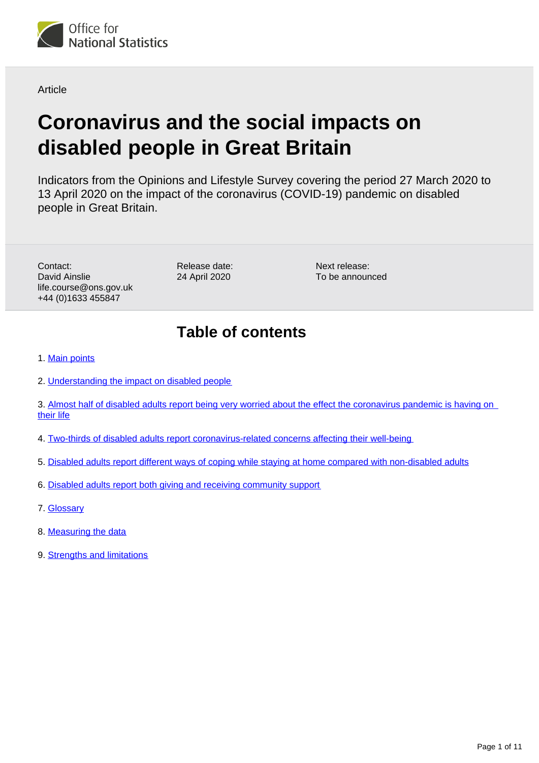Office for National Statistics

Article

# Coronavirus and the social impacts on disabled people in Great Britain

Indicators from the Opinions and Lifestyle Survey covering the period 27 March 2020 to 13 April 2020 on the impact of the coronavirus (COVID-19) pandemic on disabled people in Great Britain.

Contact:
David Ainslie
life.course@ons.gov.uk
+44 (0)1633 455847

Release date:
24 April 2020

Next release:
To be announced

## Table of contents

1. Main points
2. Understanding the impact on disabled people
3. Almost half of disabled adults report being very worried about the effect the coronavirus pandemic is having on their life
4. Two-thirds of disabled adults report coronavirus-related concerns affecting their well-being
5. Disabled adults report different ways of coping while staying at home compared with non-disabled adults
6. Disabled adults report both giving and receiving community support
7. Glossary
8. Measuring the data
9. Strengths and limitations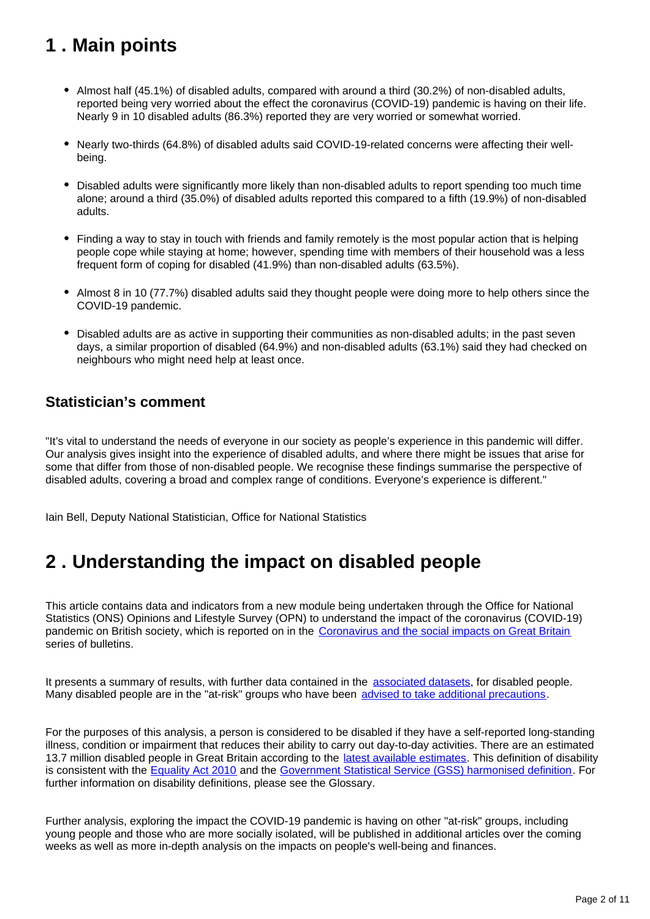## 1 . Main points

- Almost half (45.1%) of disabled adults, compared with around a third (30.2%) of non-disabled adults, reported being very worried about the effect the coronavirus (COVID-19) pandemic is having on their life. Nearly 9 in 10 disabled adults (86.3%) reported they are very worried or somewhat worried.
- Nearly two-thirds (64.8%) of disabled adults said COVID-19-related concerns were affecting their well-being.
- Disabled adults were significantly more likely than non-disabled adults to report spending too much time alone; around a third (35.0%) of disabled adults reported this compared to a fifth (19.9%) of non-disabled adults.
- Finding a way to stay in touch with friends and family remotely is the most popular action that is helping people cope while staying at home; however, spending time with members of their household was a less frequent form of coping for disabled (41.9%) than non-disabled adults (63.5%).
- Almost 8 in 10 (77.7%) disabled adults said they thought people were doing more to help others since the COVID-19 pandemic.
- Disabled adults are as active in supporting their communities as non-disabled adults; in the past seven days, a similar proportion of disabled (64.9%) and non-disabled adults (63.1%) said they had checked on neighbours who might need help at least once.

### Statistician's comment

"It's vital to understand the needs of everyone in our society as people's experience in this pandemic will differ. Our analysis gives insight into the experience of disabled adults, and where there might be issues that arise for some that differ from those of non-disabled people. We recognise these findings summarise the perspective of disabled adults, covering a broad and complex range of conditions. Everyone's experience is different."

Iain Bell, Deputy National Statistician, Office for National Statistics

## 2 . Understanding the impact on disabled people

This article contains data and indicators from a new module being undertaken through the Office for National Statistics (ONS) Opinions and Lifestyle Survey (OPN) to understand the impact of the coronavirus (COVID-19) pandemic on British society, which is reported on in the Coronavirus and the social impacts on Great Britain series of bulletins.

It presents a summary of results, with further data contained in the associated datasets, for disabled people. Many disabled people are in the "at-risk" groups who have been advised to take additional precautions.

For the purposes of this analysis, a person is considered to be disabled if they have a self-reported long-standing illness, condition or impairment that reduces their ability to carry out day-to-day activities. There are an estimated 13.7 million disabled people in Great Britain according to the latest available estimates. This definition of disability is consistent with the Equality Act 2010 and the Government Statistical Service (GSS) harmonised definition. For further information on disability definitions, please see the Glossary.

Further analysis, exploring the impact the COVID-19 pandemic is having on other "at-risk" groups, including young people and those who are more socially isolated, will be published in additional articles over the coming weeks as well as more in-depth analysis on the impacts on people's well-being and finances.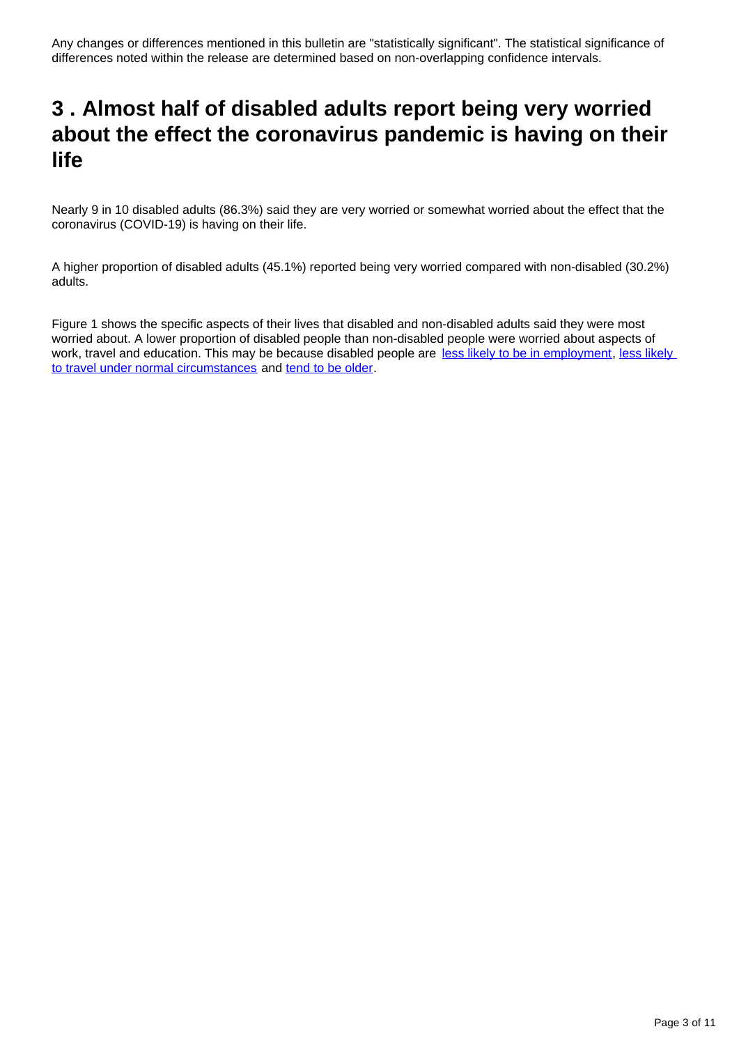Any changes or differences mentioned in this bulletin are "statistically significant". The statistical significance of differences noted within the release are determined based on non-overlapping confidence intervals.

## 3 . Almost half of disabled adults report being very worried about the effect the coronavirus pandemic is having on their life

Nearly 9 in 10 disabled adults (86.3%) said they are very worried or somewhat worried about the effect that the coronavirus (COVID-19) is having on their life.

A higher proportion of disabled adults (45.1%) reported being very worried compared with non-disabled (30.2%) adults.

Figure 1 shows the specific aspects of their lives that disabled and non-disabled adults said they were most worried about. A lower proportion of disabled people than non-disabled people were worried about aspects of work, travel and education. This may be because disabled people are less likely to be in employment, less likely to travel under normal circumstances and tend to be older.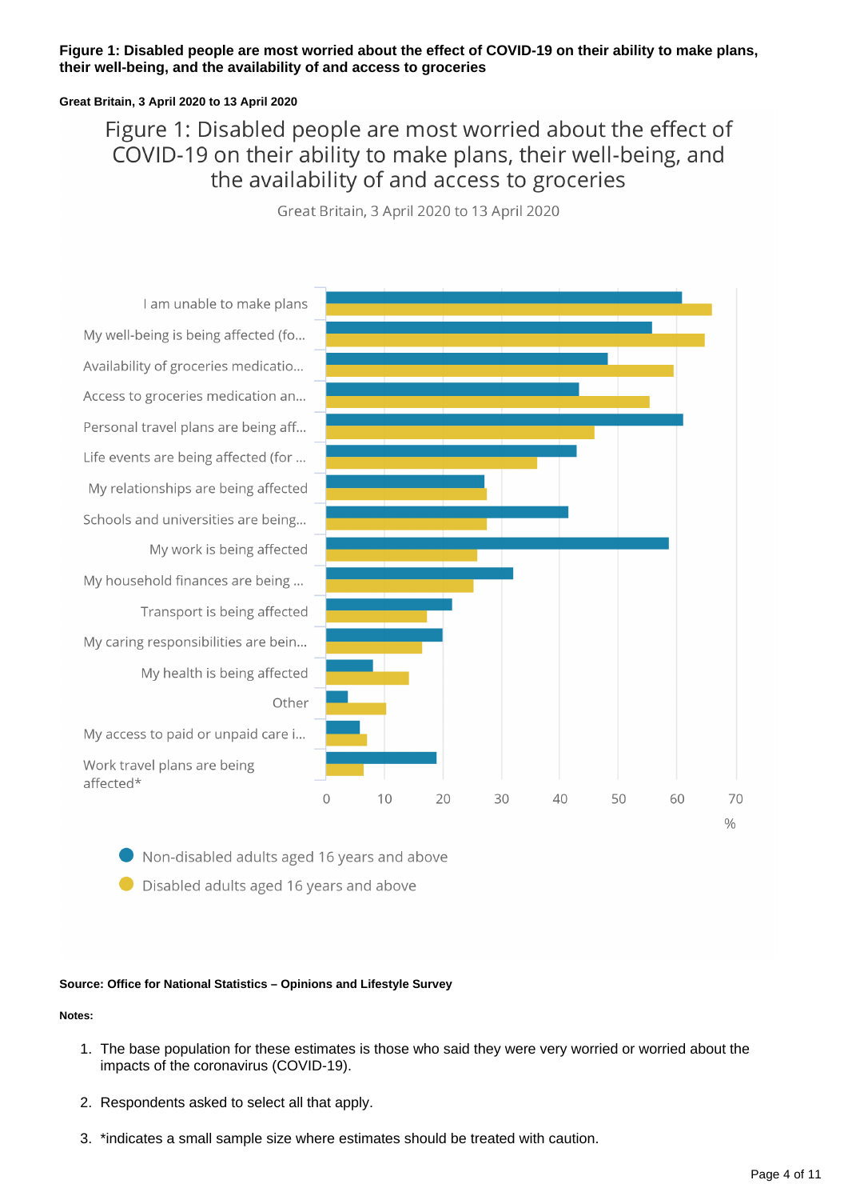**Figure 1: Disabled people are most worried about the effect of COVID-19 on their ability to make plans, their well-being, and the availability of and access to groceries**

**Great Britain, 3 April 2020 to 13 April 2020**

Figure 1: Disabled people are most worried about the effect of COVID-19 on their ability to make plans, their well-being, and the availability of and access to groceries

Great Britain, 3 April 2020 to 13 April 2020

| | Non-disabled adults aged 16 years and above | Disabled adults aged 16 years and above |
|---|---|---|
| I am unable to make plans | | |
| My well-being is being affected (fo... | | |
| Availability of groceries medicatio... | | |
| Access to groceries medication an... | | |
| Personal travel plans are being aff... | | |
| Life events are being affected (for ... | | |
| My relationships are being affected | | |
| Schools and universities are being... | | |
| My work is being affected | | |
| My household finances are being ... | | |
| Transport is being affected | | |
| My caring responsibilities are bein... | | |
| My health is being affected | | |
| Other | | |
| My access to paid or unpaid care i... | | |
| Work travel plans are being affected* | | |

0 10 20 30 40 50 60 70 %

**Source: Office for National Statistics – Opinions and Lifestyle Survey**

**Notes:**

1. The base population for these estimates is those who said they were very worried or worried about the impacts of the coronavirus (COVID-19).
2. Respondents asked to select all that apply.
3. *indicates a small sample size where estimates should be treated with caution.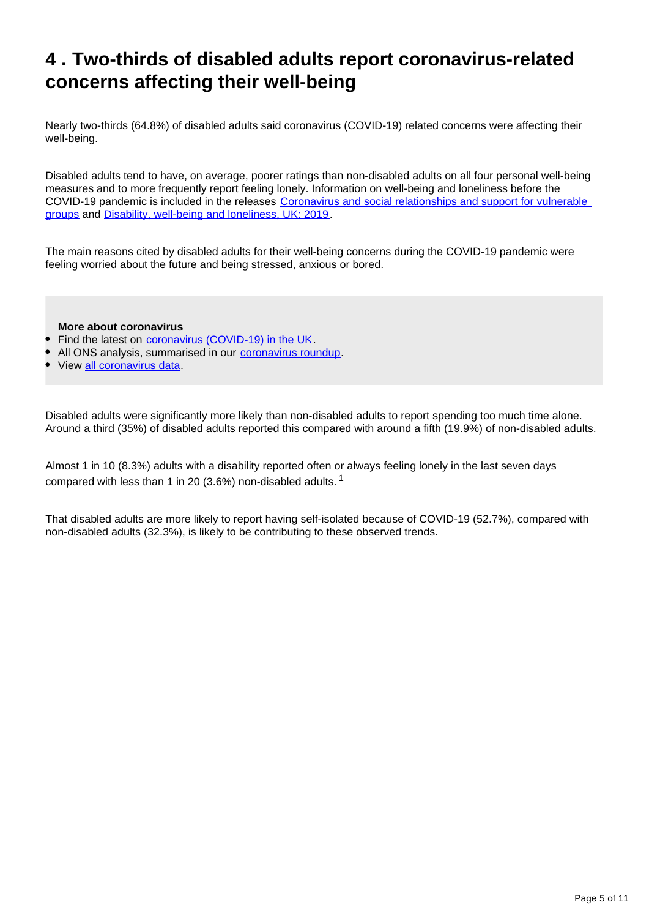## 4 . Two-thirds of disabled adults report coronavirus-related concerns affecting their well-being

Nearly two-thirds (64.8%) of disabled adults said coronavirus (COVID-19) related concerns were affecting their well-being.

Disabled adults tend to have, on average, poorer ratings than non-disabled adults on all four personal well-being measures and to more frequently report feeling lonely. Information on well-being and loneliness before the COVID-19 pandemic is included in the releases [Coronavirus and social relationships and support for vulnerable groups]() and [Disability, well-being and loneliness, UK: 2019]().

The main reasons cited by disabled adults for their well-being concerns during the COVID-19 pandemic were feeling worried about the future and being stressed, anxious or bored.

**More about coronavirus**

- Find the latest on [coronavirus (COVID-19) in the UK]().
- All ONS analysis, summarised in our [coronavirus roundup]().
- View [all coronavirus data]().

Disabled adults were significantly more likely than non-disabled adults to report spending too much time alone. Around a third (35%) of disabled adults reported this compared with around a fifth (19.9%) of non-disabled adults.

Almost 1 in 10 (8.3%) adults with a disability reported often or always feeling lonely in the last seven days compared with less than 1 in 20 (3.6%) non-disabled adults. [1]

That disabled adults are more likely to report having self-isolated because of COVID-19 (52.7%), compared with non-disabled adults (32.3%), is likely to be contributing to these observed trends.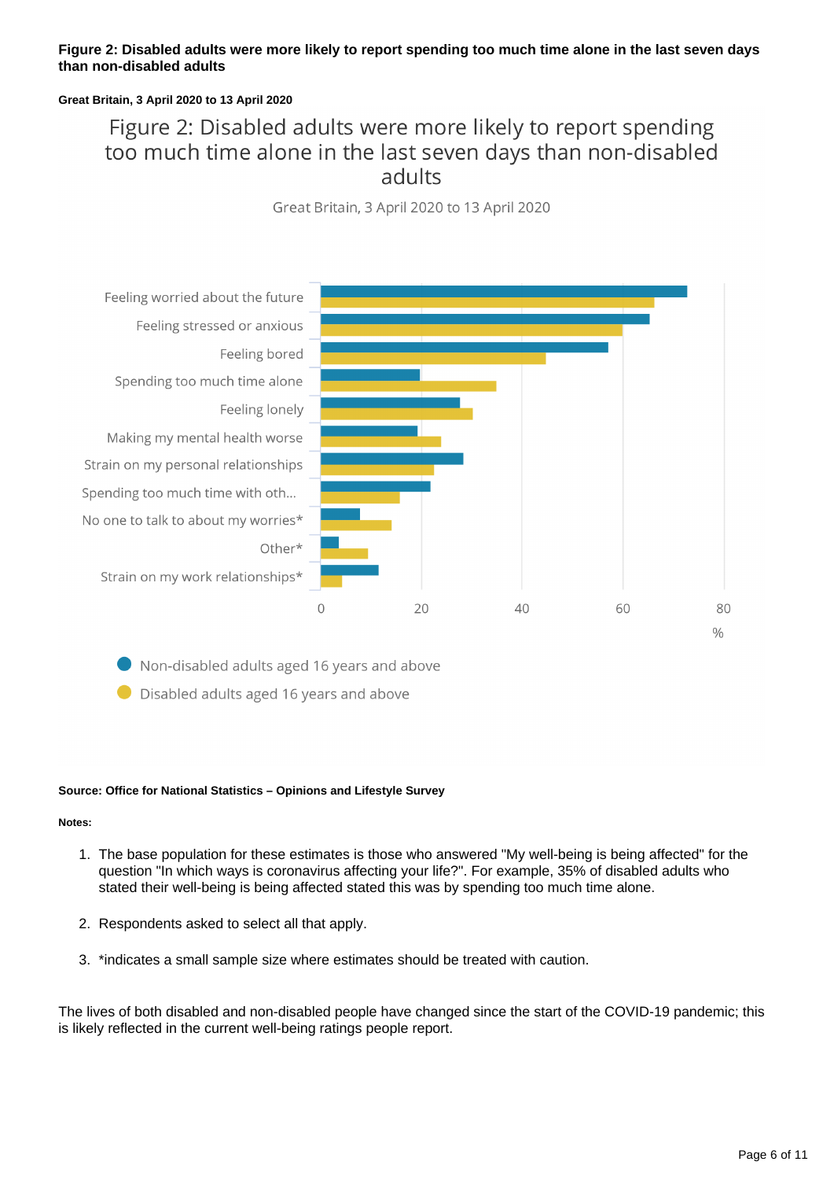**Figure 2: Disabled adults were more likely to report spending too much time alone in the last seven days than non-disabled adults**

**Great Britain, 3 April 2020 to 13 April 2020**

Figure 2: Disabled adults were more likely to report spending too much time alone in the last seven days than non-disabled adults

Great Britain, 3 April 2020 to 13 April 2020

Feeling worried about the future
Feeling stressed or anxious
Feeling bored
Spending too much time alone
Feeling lonely
Making my mental health worse
Strain on my personal relationships
Spending too much time with oth...
No one to talk to about my worries*
Other*
Strain on my work relationships*

0 20 40 60 80
%

Non-disabled adults aged 16 years and above
Disabled adults aged 16 years and above

**Source: Office for National Statistics – Opinions and Lifestyle Survey**

**Notes:**

1. The base population for these estimates is those who answered "My well-being is being affected" for the question "In which ways is coronavirus affecting your life?". For example, 35% of disabled adults who stated their well-being is being affected stated this was by spending too much time alone.
2. Respondents asked to select all that apply.
3. *indicates a small sample size where estimates should be treated with caution.

The lives of both disabled and non-disabled people have changed since the start of the COVID-19 pandemic; this is likely reflected in the current well-being ratings people report.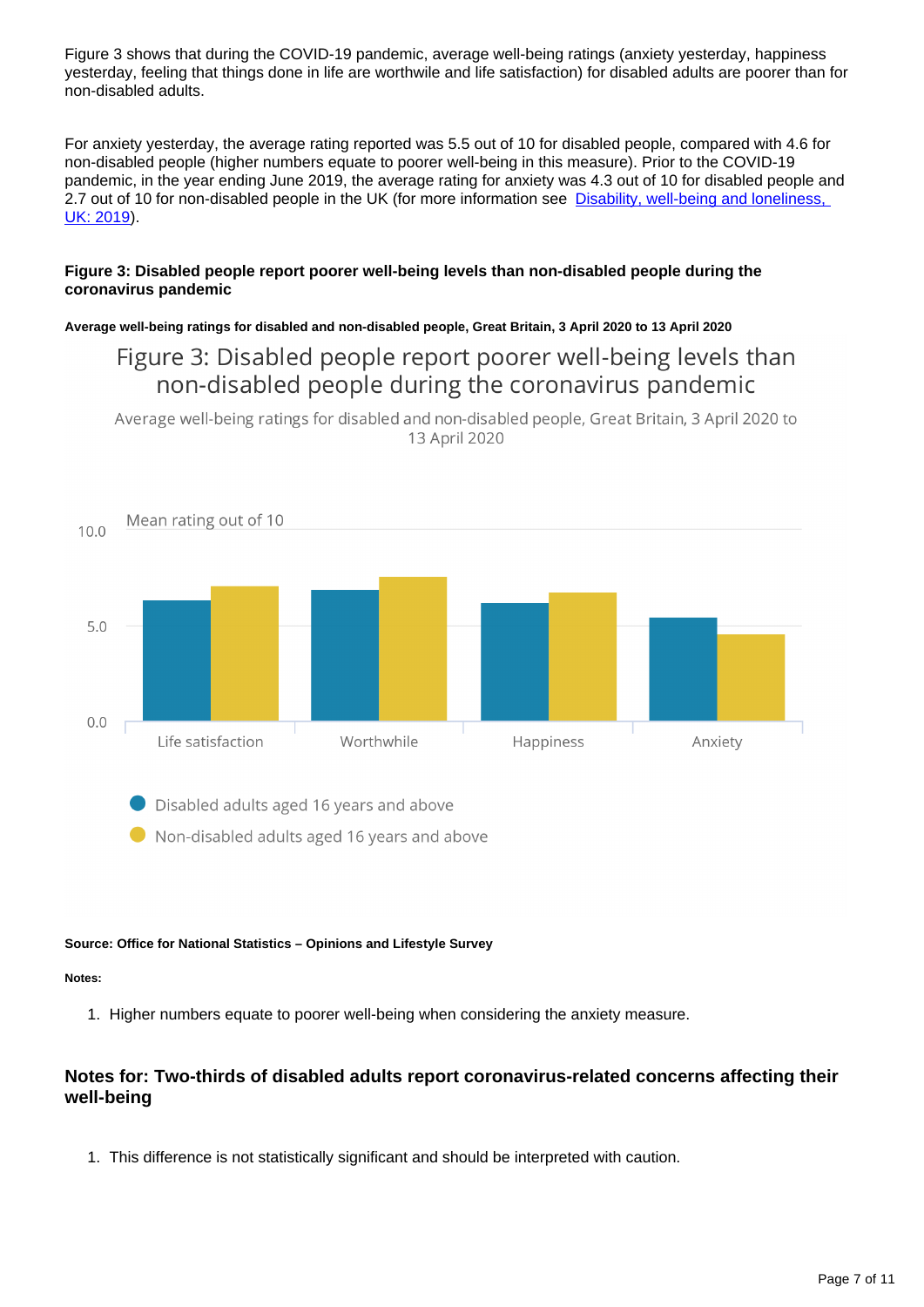Figure 3 shows that during the COVID-19 pandemic, average well-being ratings (anxiety yesterday, happiness yesterday, feeling that things done in life are worthwile and life satisfaction) for disabled adults are poorer than for non-disabled adults.

For anxiety yesterday, the average rating reported was 5.5 out of 10 for disabled people, compared with 4.6 for non-disabled people (higher numbers equate to poorer well-being in this measure). Prior to the COVID-19 pandemic, in the year ending June 2019, the average rating for anxiety was 4.3 out of 10 for disabled people and 2.7 out of 10 for non-disabled people in the UK (for more information see [Disability, well-being and loneliness, UK: 2019]).

#### Figure 3: Disabled people report poorer well-being levels than non-disabled people during the coronavirus pandemic

**Average well-being ratings for disabled and non-disabled people, Great Britain, 3 April 2020 to 13 April 2020**

Figure 3: Disabled people report poorer well-being levels than non-disabled people during the coronavirus pandemic

Average well-being ratings for disabled and non-disabled people, Great Britain, 3 April 2020 to 13 April 2020

Mean rating out of 10

Life satisfaction, Worthwhile, Happiness, Anxiety

Disabled adults aged 16 years and above

Non-disabled adults aged 16 years and above

**Source: Office for National Statistics – Opinions and Lifestyle Survey**

**Notes:**

1. Higher numbers equate to poorer well-being when considering the anxiety measure.

### Notes for: Two-thirds of disabled adults report coronavirus-related concerns affecting their well-being

1. This difference is not statistically significant and should be interpreted with caution.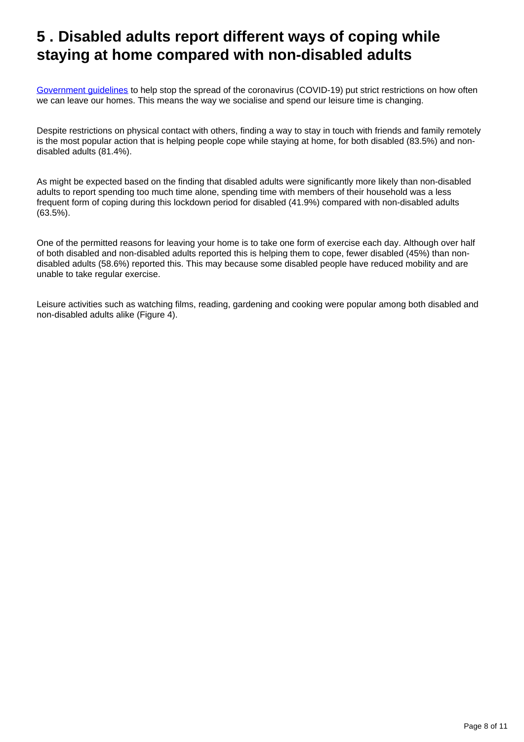# 5 . Disabled adults report different ways of coping while staying at home compared with non-disabled adults

Government guidelines to help stop the spread of the coronavirus (COVID-19) put strict restrictions on how often we can leave our homes. This means the way we socialise and spend our leisure time is changing.

Despite restrictions on physical contact with others, finding a way to stay in touch with friends and family remotely is the most popular action that is helping people cope while staying at home, for both disabled (83.5%) and non-disabled adults (81.4%).

As might be expected based on the finding that disabled adults were significantly more likely than non-disabled adults to report spending too much time alone, spending time with members of their household was a less frequent form of coping during this lockdown period for disabled (41.9%) compared with non-disabled adults (63.5%).

One of the permitted reasons for leaving your home is to take one form of exercise each day. Although over half of both disabled and non-disabled adults reported this is helping them to cope, fewer disabled (45%) than non-disabled adults (58.6%) reported this. This may because some disabled people have reduced mobility and are unable to take regular exercise.

Leisure activities such as watching films, reading, gardening and cooking were popular among both disabled and non-disabled adults alike (Figure 4).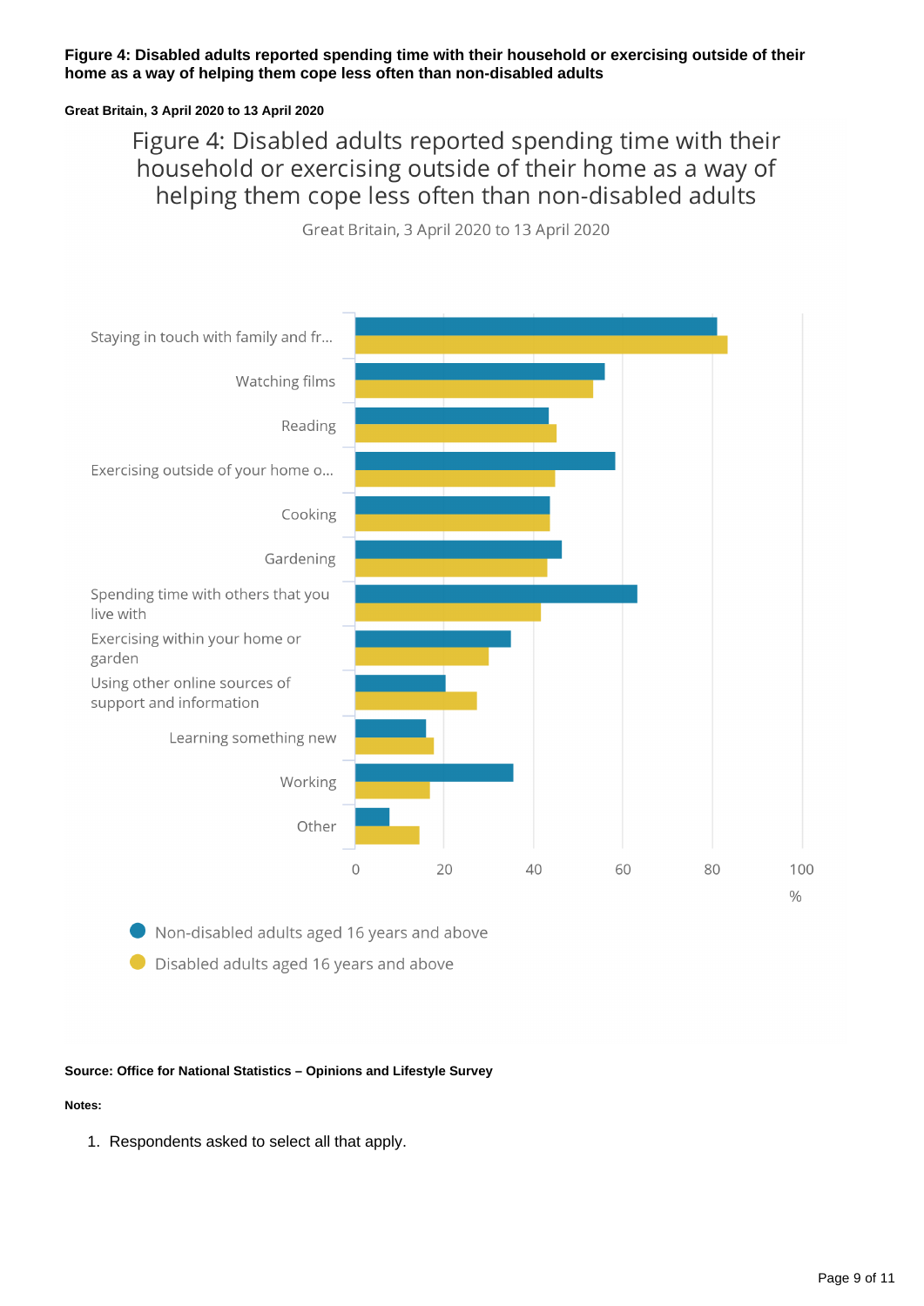**Figure 4: Disabled adults reported spending time with their household or exercising outside of their home as a way of helping them cope less often than non-disabled adults**

**Great Britain, 3 April 2020 to 13 April 2020**

Figure 4: Disabled adults reported spending time with their household or exercising outside of their home as a way of helping them cope less often than non-disabled adults

Great Britain, 3 April 2020 to 13 April 2020

Staying in touch with family and fr...

Watching films

Reading

Exercising outside of your home o...

Cooking

Gardening

Spending time with others that you live with

Exercising within your home or garden

Using other online sources of support and information

Learning something new

Working

Other

0 20 40 60 80 100

%

Non-disabled adults aged 16 years and above

Disabled adults aged 16 years and above

**Source: Office for National Statistics – Opinions and Lifestyle Survey**

**Notes:**

1. Respondents asked to select all that apply.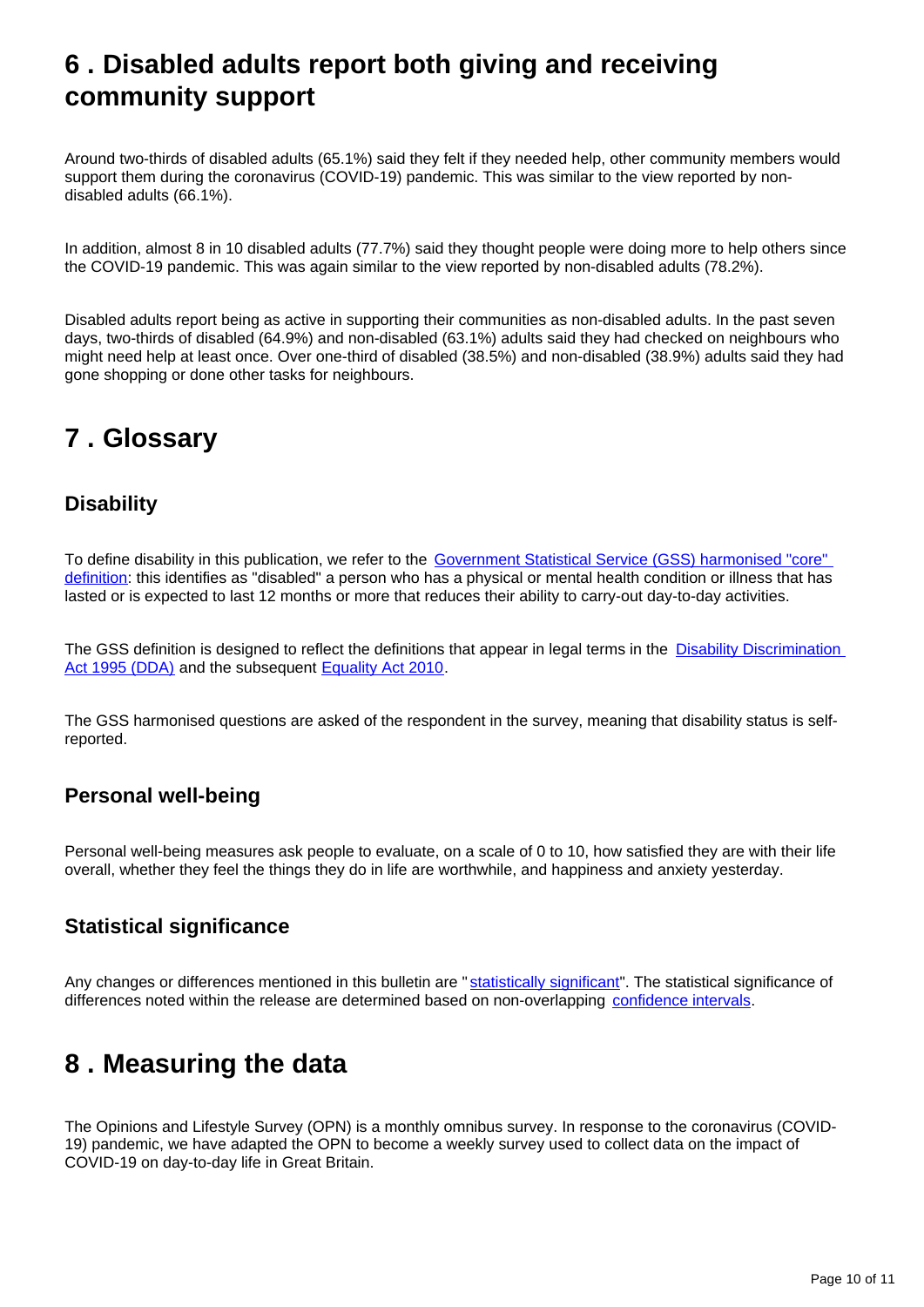## 6 . Disabled adults report both giving and receiving community support

Around two-thirds of disabled adults (65.1%) said they felt if they needed help, other community members would support them during the coronavirus (COVID-19) pandemic. This was similar to the view reported by non-disabled adults (66.1%).

In addition, almost 8 in 10 disabled adults (77.7%) said they thought people were doing more to help others since the COVID-19 pandemic. This was again similar to the view reported by non-disabled adults (78.2%).

Disabled adults report being as active in supporting their communities as non-disabled adults. In the past seven days, two-thirds of disabled (64.9%) and non-disabled (63.1%) adults said they had checked on neighbours who might need help at least once. Over one-third of disabled (38.5%) and non-disabled (38.9%) adults said they had gone shopping or done other tasks for neighbours.

## 7 . Glossary

### Disability

To define disability in this publication, we refer to the Government Statistical Service (GSS) harmonised "core" definition: this identifies as "disabled" a person who has a physical or mental health condition or illness that has lasted or is expected to last 12 months or more that reduces their ability to carry-out day-to-day activities.

The GSS definition is designed to reflect the definitions that appear in legal terms in the Disability Discrimination Act 1995 (DDA) and the subsequent Equality Act 2010.

The GSS harmonised questions are asked of the respondent in the survey, meaning that disability status is self-reported.

### Personal well-being

Personal well-being measures ask people to evaluate, on a scale of 0 to 10, how satisfied they are with their life overall, whether they feel the things they do in life are worthwhile, and happiness and anxiety yesterday.

### Statistical significance

Any changes or differences mentioned in this bulletin are "statistically significant". The statistical significance of differences noted within the release are determined based on non-overlapping confidence intervals.

## 8 . Measuring the data

The Opinions and Lifestyle Survey (OPN) is a monthly omnibus survey. In response to the coronavirus (COVID-19) pandemic, we have adapted the OPN to become a weekly survey used to collect data on the impact of COVID-19 on day-to-day life in Great Britain.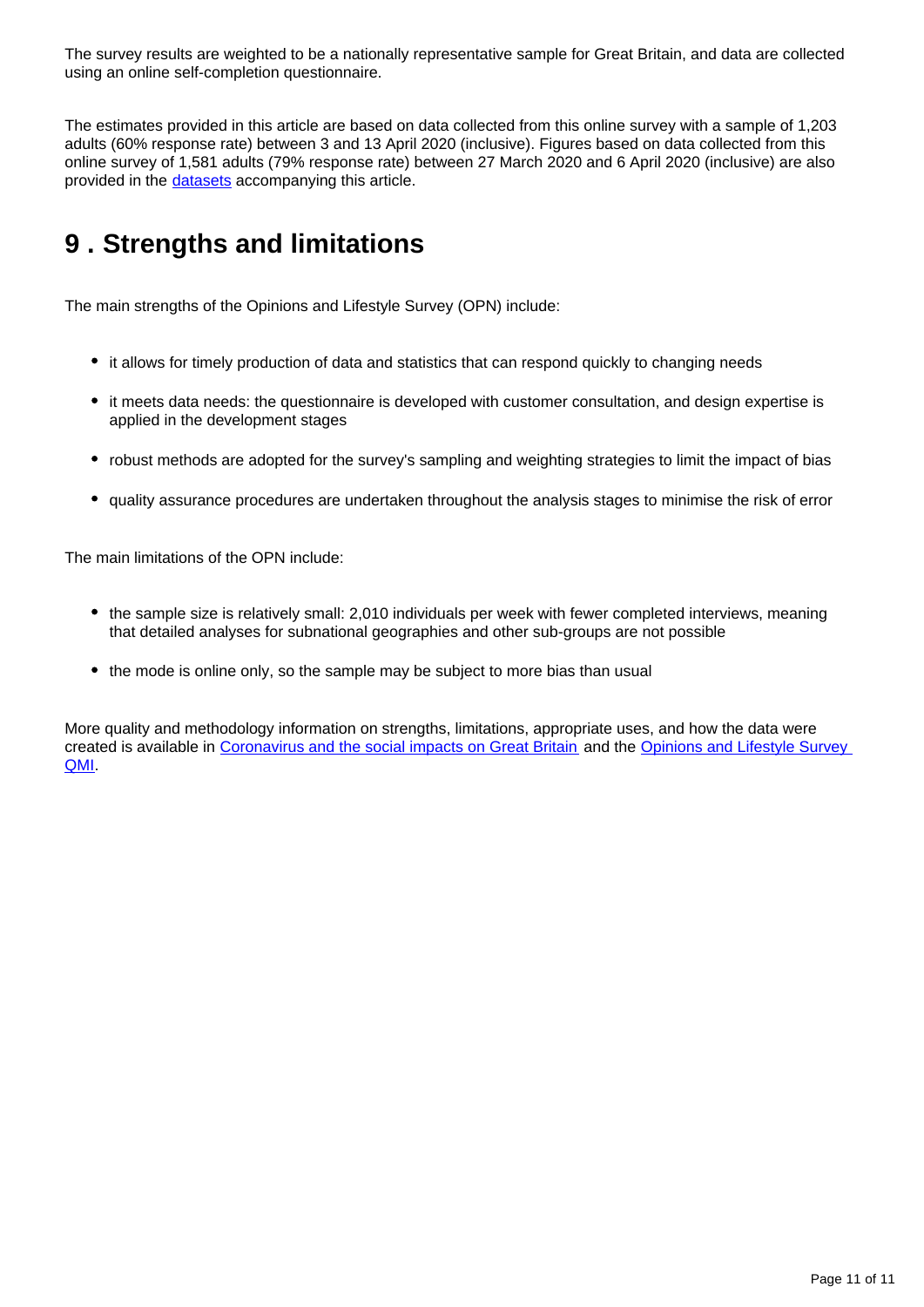The survey results are weighted to be a nationally representative sample for Great Britain, and data are collected using an online self-completion questionnaire.

The estimates provided in this article are based on data collected from this online survey with a sample of 1,203 adults (60% response rate) between 3 and 13 April 2020 (inclusive). Figures based on data collected from this online survey of 1,581 adults (79% response rate) between 27 March 2020 and 6 April 2020 (inclusive) are also provided in the datasets accompanying this article.

## 9 . Strengths and limitations

The main strengths of the Opinions and Lifestyle Survey (OPN) include:

- it allows for timely production of data and statistics that can respond quickly to changing needs
- it meets data needs: the questionnaire is developed with customer consultation, and design expertise is applied in the development stages
- robust methods are adopted for the survey's sampling and weighting strategies to limit the impact of bias
- quality assurance procedures are undertaken throughout the analysis stages to minimise the risk of error

The main limitations of the OPN include:

- the sample size is relatively small: 2,010 individuals per week with fewer completed interviews, meaning that detailed analyses for subnational geographies and other sub-groups are not possible
- the mode is online only, so the sample may be subject to more bias than usual

More quality and methodology information on strengths, limitations, appropriate uses, and how the data were created is available in Coronavirus and the social impacts on Great Britain and the Opinions and Lifestyle Survey QMI.